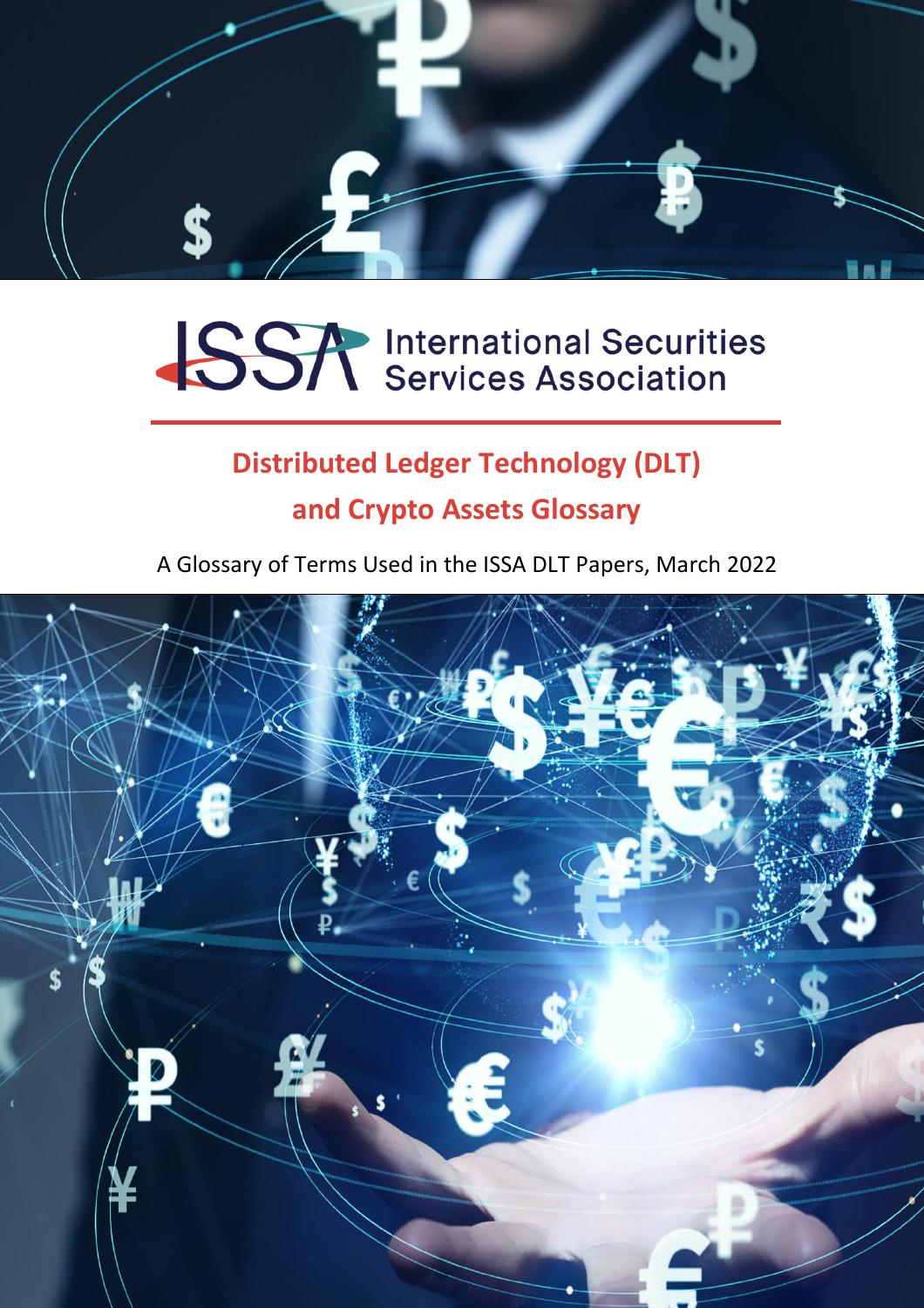ISSA International Securities Services Association

# Distributed Ledger Technology (DLT) and Crypto Assets Glossary

A Glossary of Terms Used in the ISSA DLT Papers, March 2022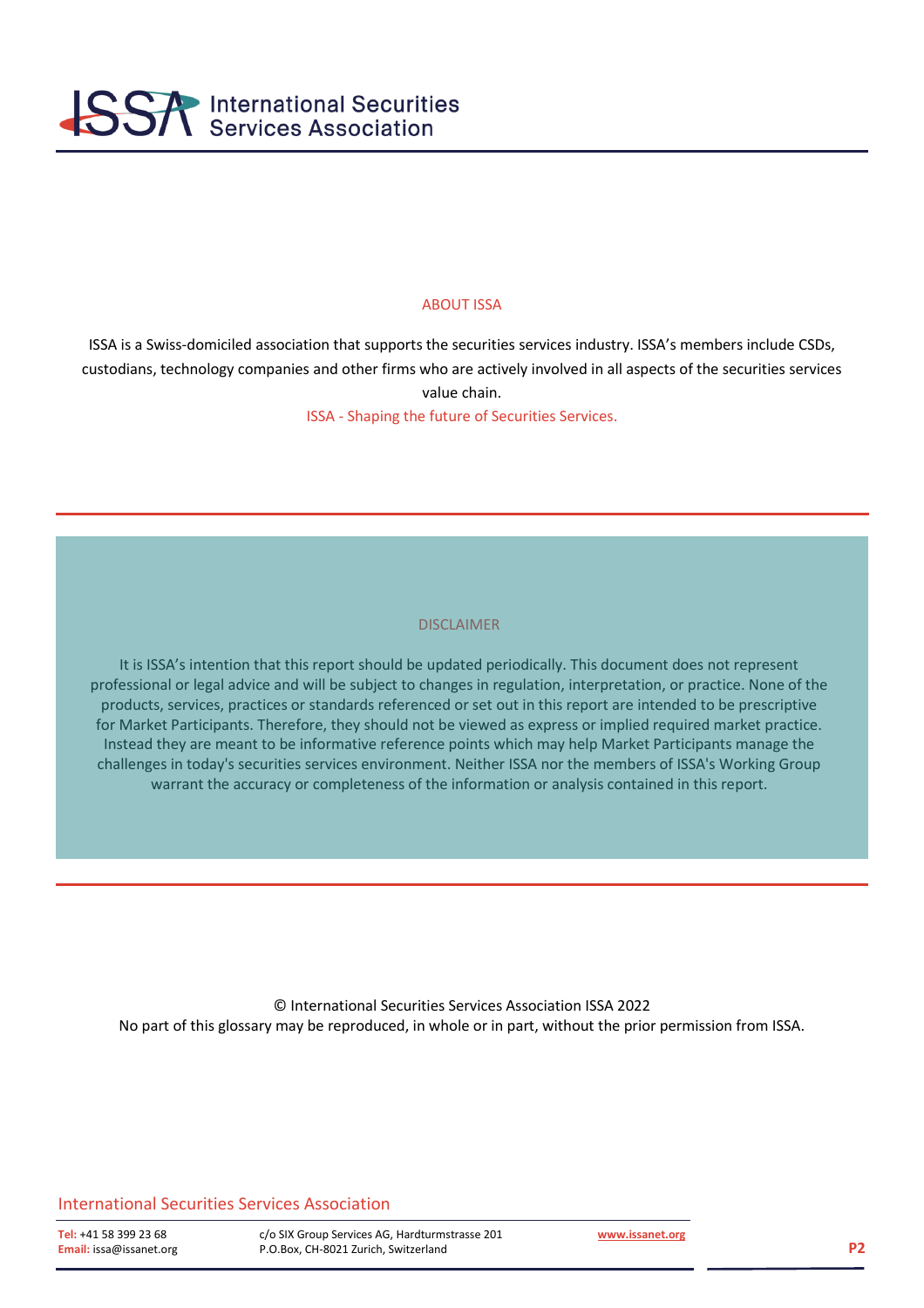## ABOUT ISSA

ISSA is a Swiss-domiciled association that supports the securities services industry. ISSA's members include CSDs, custodians, technology companies and other firms who are actively involved in all aspects of the securities services value chain.

ISSA - Shaping the future of Securities Services.

## DISCLAIMER

It is ISSA's intention that this report should be updated periodically. This document does not represent professional or legal advice and will be subject to changes in regulation, interpretation, or practice. None of the products, services, practices or standards referenced or set out in this report are intended to be prescriptive for Market Participants. Therefore, they should not be viewed as express or implied required market practice. Instead they are meant to be informative reference points which may help Market Participants manage the challenges in today's securities services environment. Neither ISSA nor the members of ISSA's Working Group warrant the accuracy or completeness of the information or analysis contained in this report.

© International Securities Services Association ISSA 2022
No part of this glossary may be reproduced, in whole or in part, without the prior permission from ISSA.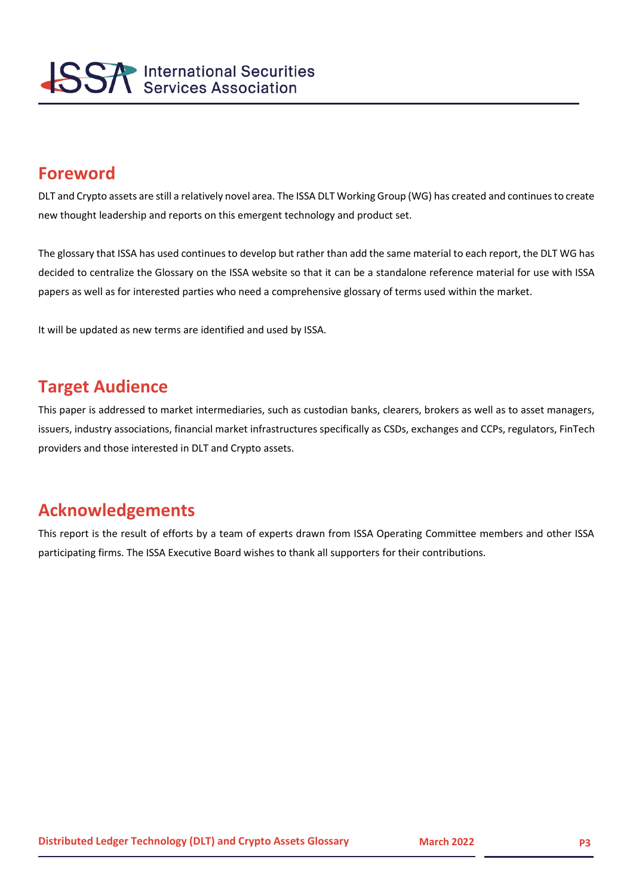## Foreword

DLT and Crypto assets are still a relatively novel area. The ISSA DLT Working Group (WG) has created and continues to create new thought leadership and reports on this emergent technology and product set.

The glossary that ISSA has used continues to develop but rather than add the same material to each report, the DLT WG has decided to centralize the Glossary on the ISSA website so that it can be a standalone reference material for use with ISSA papers as well as for interested parties who need a comprehensive glossary of terms used within the market.

It will be updated as new terms are identified and used by ISSA.

## Target Audience

This paper is addressed to market intermediaries, such as custodian banks, clearers, brokers as well as to asset managers, issuers, industry associations, financial market infrastructures specifically as CSDs, exchanges and CCPs, regulators, FinTech providers and those interested in DLT and Crypto assets.

## Acknowledgements

This report is the result of efforts by a team of experts drawn from ISSA Operating Committee members and other ISSA participating firms. The ISSA Executive Board wishes to thank all supporters for their contributions.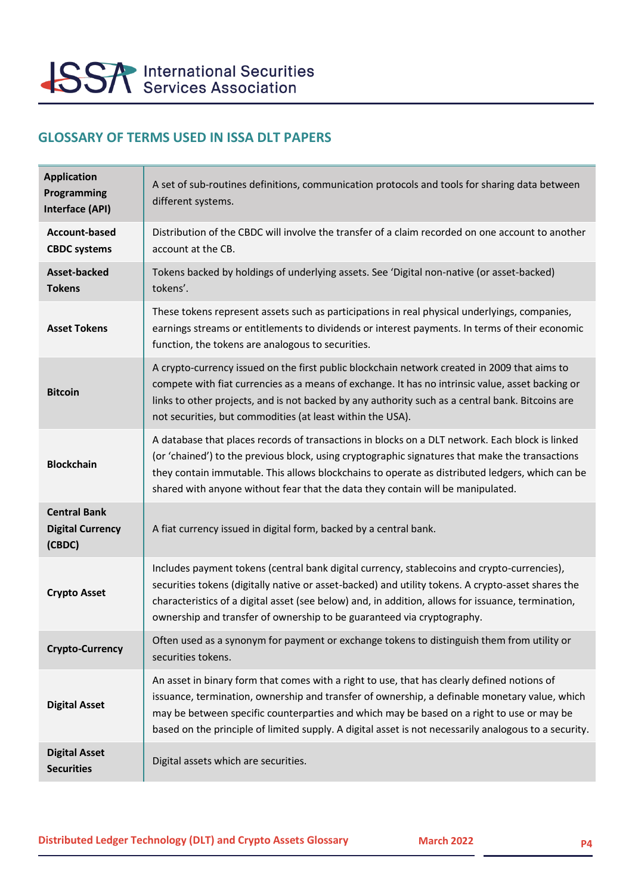## GLOSSARY OF TERMS USED IN ISSA DLT PAPERS

| Term | Definition |
|---|---|
| **Application Programming Interface (API)** | A set of sub-routines definitions, communication protocols and tools for sharing data between different systems. |
| **Account-based CBDC systems** | Distribution of the CBDC will involve the transfer of a claim recorded on one account to another account at the CB. |
| **Asset-backed Tokens** | Tokens backed by holdings of underlying assets. See 'Digital non-native (or asset-backed) tokens'. |
| **Asset Tokens** | These tokens represent assets such as participations in real physical underlyings, companies, earnings streams or entitlements to dividends or interest payments. In terms of their economic function, the tokens are analogous to securities. |
| **Bitcoin** | A crypto-currency issued on the first public blockchain network created in 2009 that aims to compete with fiat currencies as a means of exchange. It has no intrinsic value, asset backing or links to other projects, and is not backed by any authority such as a central bank. Bitcoins are not securities, but commodities (at least within the USA). |
| **Blockchain** | A database that places records of transactions in blocks on a DLT network. Each block is linked (or 'chained') to the previous block, using cryptographic signatures that make the transactions they contain immutable. This allows blockchains to operate as distributed ledgers, which can be shared with anyone without fear that the data they contain will be manipulated. |
| **Central Bank Digital Currency (CBDC)** | A fiat currency issued in digital form, backed by a central bank. |
| **Crypto Asset** | Includes payment tokens (central bank digital currency, stablecoins and crypto-currencies), securities tokens (digitally native or asset-backed) and utility tokens. A crypto-asset shares the characteristics of a digital asset (see below) and, in addition, allows for issuance, termination, ownership and transfer of ownership to be guaranteed via cryptography. |
| **Crypto-Currency** | Often used as a synonym for payment or exchange tokens to distinguish them from utility or securities tokens. |
| **Digital Asset** | An asset in binary form that comes with a right to use, that has clearly defined notions of issuance, termination, ownership and transfer of ownership, a definable monetary value, which may be between specific counterparties and which may be based on a right to use or may be based on the principle of limited supply. A digital asset is not necessarily analogous to a security. |
| **Digital Asset Securities** | Digital assets which are securities. |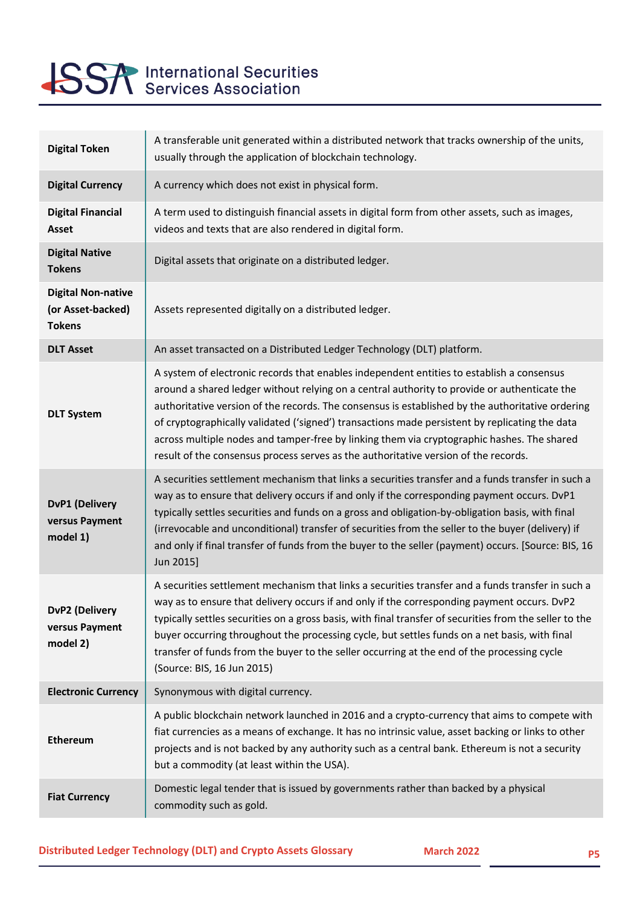| | |
|---|---|
| **Digital Token** | A transferable unit generated within a distributed network that tracks ownership of the units, usually through the application of blockchain technology. |
| **Digital Currency** | A currency which does not exist in physical form. |
| **Digital Financial Asset** | A term used to distinguish financial assets in digital form from other assets, such as images, videos and texts that are also rendered in digital form. |
| **Digital Native Tokens** | Digital assets that originate on a distributed ledger. |
| **Digital Non-native (or Asset-backed) Tokens** | Assets represented digitally on a distributed ledger. |
| **DLT Asset** | An asset transacted on a Distributed Ledger Technology (DLT) platform. |
| **DLT System** | A system of electronic records that enables independent entities to establish a consensus around a shared ledger without relying on a central authority to provide or authenticate the authoritative version of the records. The consensus is established by the authoritative ordering of cryptographically validated ('signed') transactions made persistent by replicating the data across multiple nodes and tamper-free by linking them via cryptographic hashes. The shared result of the consensus process serves as the authoritative version of the records. |
| **DvP1 (Delivery versus Payment model 1)** | A securities settlement mechanism that links a securities transfer and a funds transfer in such a way as to ensure that delivery occurs if and only if the corresponding payment occurs. DvP1 typically settles securities and funds on a gross and obligation-by-obligation basis, with final (irrevocable and unconditional) transfer of securities from the seller to the buyer (delivery) if and only if final transfer of funds from the buyer to the seller (payment) occurs. [Source: BIS, 16 Jun 2015] |
| **DvP2 (Delivery versus Payment model 2)** | A securities settlement mechanism that links a securities transfer and a funds transfer in such a way as to ensure that delivery occurs if and only if the corresponding payment occurs. DvP2 typically settles securities on a gross basis, with final transfer of securities from the seller to the buyer occurring throughout the processing cycle, but settles funds on a net basis, with final transfer of funds from the buyer to the seller occurring at the end of the processing cycle (Source: BIS, 16 Jun 2015) |
| **Electronic Currency** | Synonymous with digital currency. |
| **Ethereum** | A public blockchain network launched in 2016 and a crypto-currency that aims to compete with fiat currencies as a means of exchange. It has no intrinsic value, asset backing or links to other projects and is not backed by any authority such as a central bank. Ethereum is not a security but a commodity (at least within the USA). |
| **Fiat Currency** | Domestic legal tender that is issued by governments rather than backed by a physical commodity such as gold. |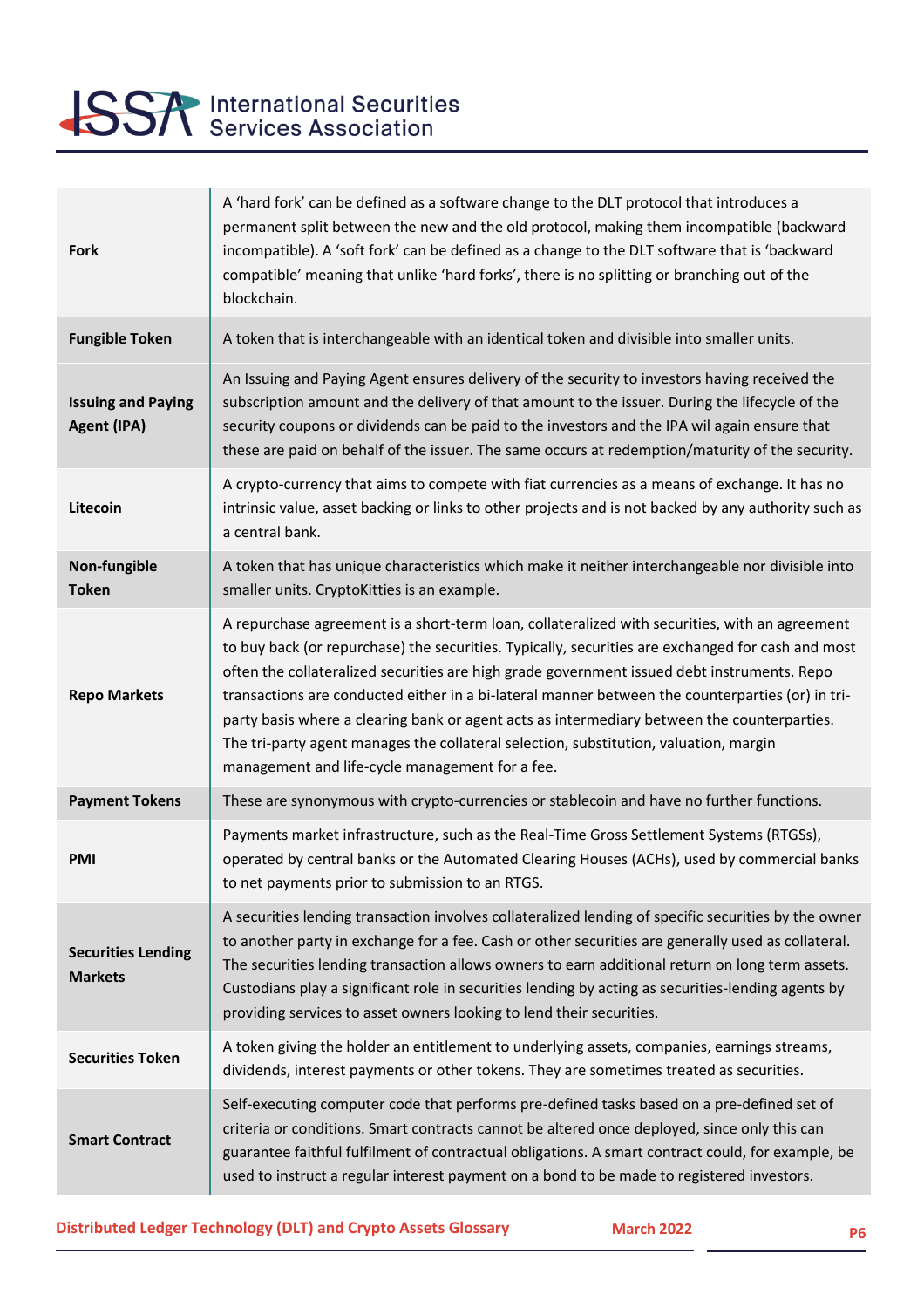| | |
|---|---|
| **Fork** | A 'hard fork' can be defined as a software change to the DLT protocol that introduces a permanent split between the new and the old protocol, making them incompatible (backward incompatible). A 'soft fork' can be defined as a change to the DLT software that is 'backward compatible' meaning that unlike 'hard forks', there is no splitting or branching out of the blockchain. |
| **Fungible Token** | A token that is interchangeable with an identical token and divisible into smaller units. |
| **Issuing and Paying Agent (IPA)** | An Issuing and Paying Agent ensures delivery of the security to investors having received the subscription amount and the delivery of that amount to the issuer. During the lifecycle of the security coupons or dividends can be paid to the investors and the IPA wil again ensure that these are paid on behalf of the issuer. The same occurs at redemption/maturity of the security. |
| **Litecoin** | A crypto-currency that aims to compete with fiat currencies as a means of exchange. It has no intrinsic value, asset backing or links to other projects and is not backed by any authority such as a central bank. |
| **Non-fungible Token** | A token that has unique characteristics which make it neither interchangeable nor divisible into smaller units. CryptoKitties is an example. |
| **Repo Markets** | A repurchase agreement is a short-term loan, collateralized with securities, with an agreement to buy back (or repurchase) the securities. Typically, securities are exchanged for cash and most often the collateralized securities are high grade government issued debt instruments. Repo transactions are conducted either in a bi-lateral manner between the counterparties (or) in tri-party basis where a clearing bank or agent acts as intermediary between the counterparties. The tri-party agent manages the collateral selection, substitution, valuation, margin management and life-cycle management for a fee. |
| **Payment Tokens** | These are synonymous with crypto-currencies or stablecoin and have no further functions. |
| **PMI** | Payments market infrastructure, such as the Real-Time Gross Settlement Systems (RTGSs), operated by central banks or the Automated Clearing Houses (ACHs), used by commercial banks to net payments prior to submission to an RTGS. |
| **Securities Lending Markets** | A securities lending transaction involves collateralized lending of specific securities by the owner to another party in exchange for a fee. Cash or other securities are generally used as collateral. The securities lending transaction allows owners to earn additional return on long term assets. Custodians play a significant role in securities lending by acting as securities-lending agents by providing services to asset owners looking to lend their securities. |
| **Securities Token** | A token giving the holder an entitlement to underlying assets, companies, earnings streams, dividends, interest payments or other tokens. They are sometimes treated as securities. |
| **Smart Contract** | Self-executing computer code that performs pre-defined tasks based on a pre-defined set of criteria or conditions. Smart contracts cannot be altered once deployed, since only this can guarantee faithful fulfilment of contractual obligations. A smart contract could, for example, be used to instruct a regular interest payment on a bond to be made to registered investors. |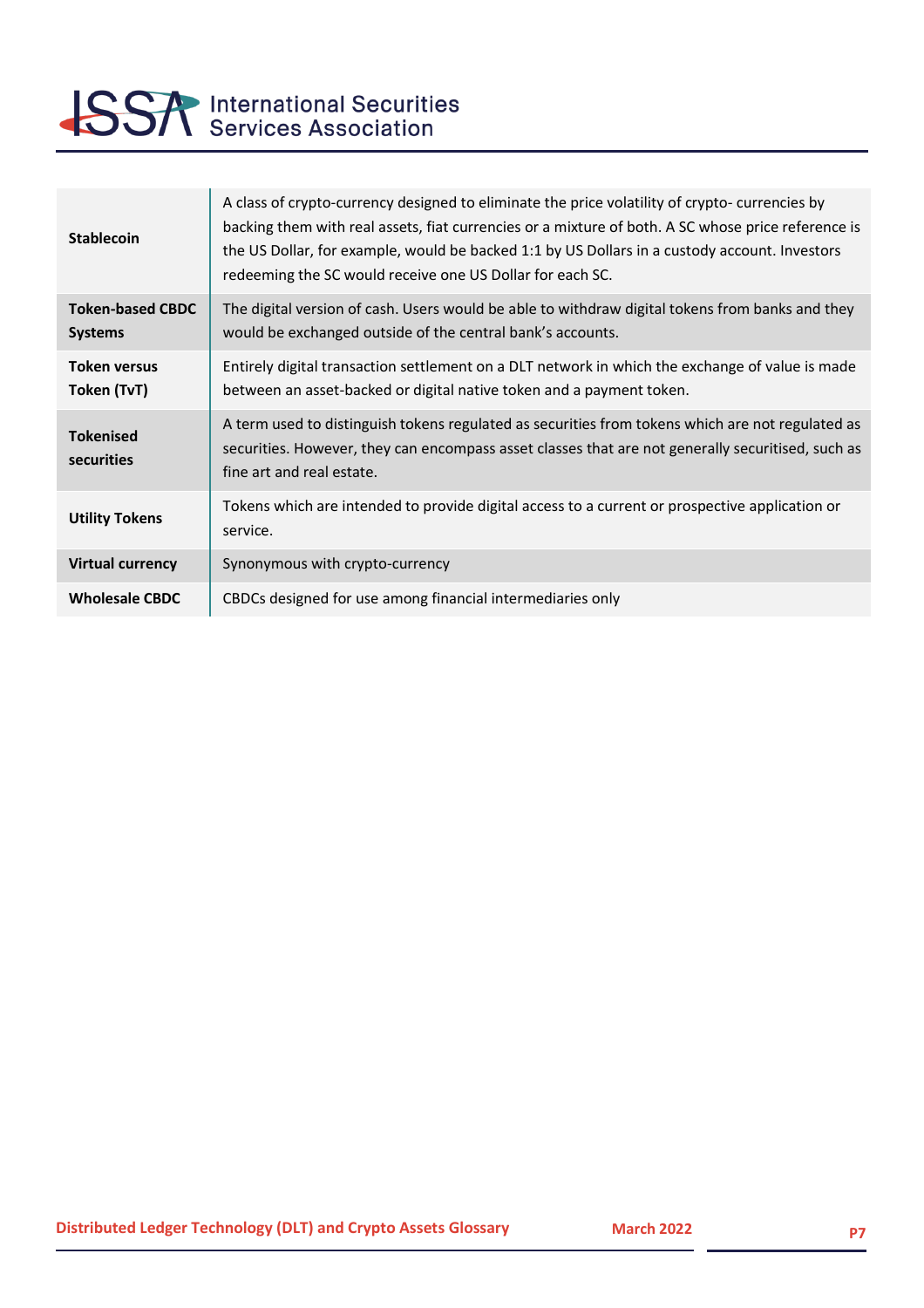| | |
|---|---|
| **Stablecoin** | A class of crypto-currency designed to eliminate the price volatility of crypto- currencies by backing them with real assets, fiat currencies or a mixture of both. A SC whose price reference is the US Dollar, for example, would be backed 1:1 by US Dollars in a custody account. Investors redeeming the SC would receive one US Dollar for each SC. |
| **Token-based CBDC Systems** | The digital version of cash. Users would be able to withdraw digital tokens from banks and they would be exchanged outside of the central bank's accounts. |
| **Token versus Token (TvT)** | Entirely digital transaction settlement on a DLT network in which the exchange of value is made between an asset-backed or digital native token and a payment token. |
| **Tokenised securities** | A term used to distinguish tokens regulated as securities from tokens which are not regulated as securities. However, they can encompass asset classes that are not generally securitised, such as fine art and real estate. |
| **Utility Tokens** | Tokens which are intended to provide digital access to a current or prospective application or service. |
| **Virtual currency** | Synonymous with crypto-currency |
| **Wholesale CBDC** | CBDCs designed for use among financial intermediaries only |